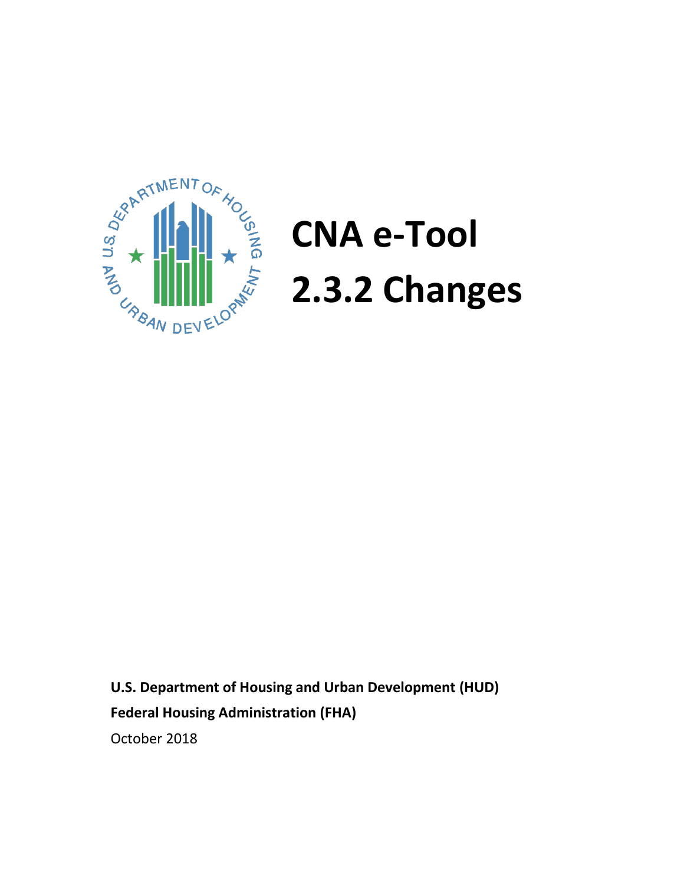# CNA e-Tool 2.3.2 Changes

**U.S. Department of Housing and Urban Development (HUD)**

**Federal Housing Administration (FHA)**

October 2018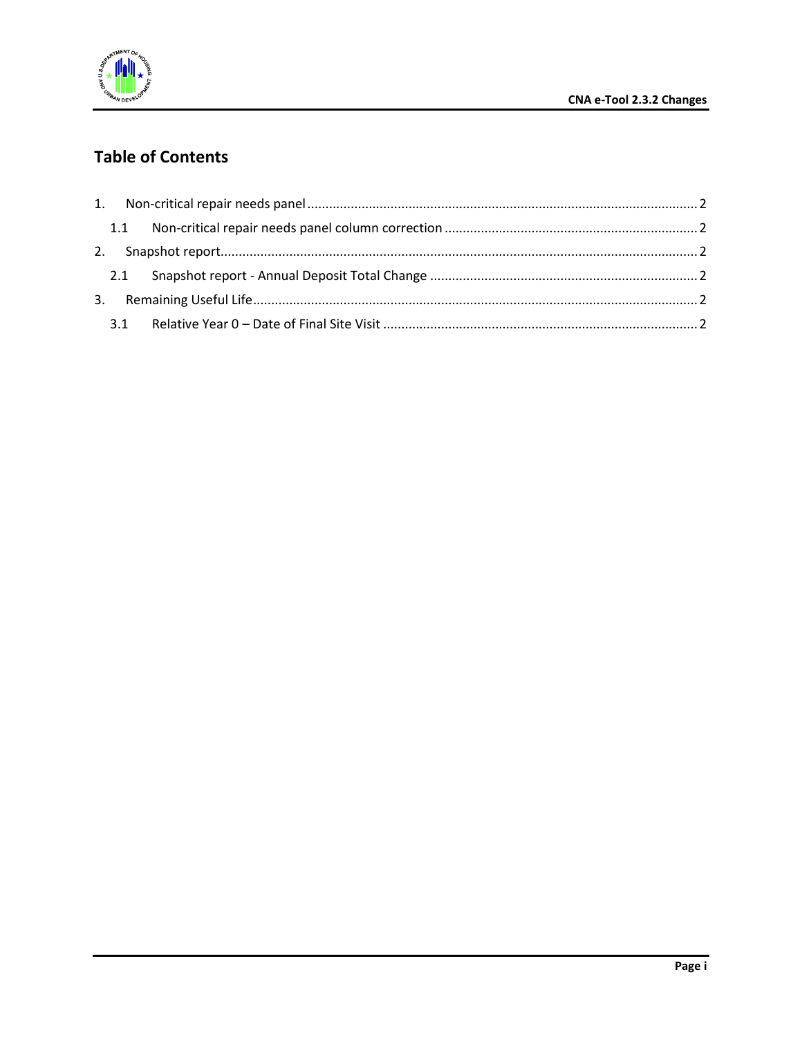## Table of Contents

1. Non-critical repair needs panel ........ 2
   - 1.1 Non-critical repair needs panel column correction ........ 2
2. Snapshot report ........ 2
   - 2.1 Snapshot report - Annual Deposit Total Change ........ 2
3. Remaining Useful Life ........ 2
   - 3.1 Relative Year 0 – Date of Final Site Visit ........ 2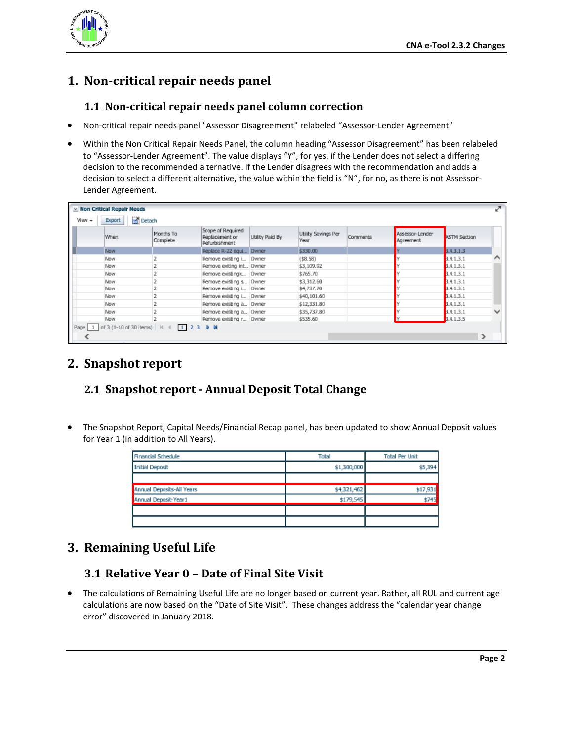# 1. Non-critical repair needs panel

## 1.1 Non-critical repair needs panel column correction

- Non-critical repair needs panel "Assessor Disagreement" relabeled "Assessor-Lender Agreement"
- Within the Non Critical Repair Needs Panel, the column heading "Assessor Disagreement" has been relabeled to "Assessor-Lender Agreement". The value displays "Y", for yes, if the Lender does not select a differing decision to the recommended alternative. If the Lender disagrees with the recommendation and adds a decision to select a different alternative, the value within the field is "N", for no, as there is not Assessor-Lender Agreement.

Non Critical Repair Needs

View ▾ | Export | Detach

| When | Months To Complete | Scope of Required Replacement or Refurbishment | Utility Paid By | Utility Savings Per Year | Comments | Assessor-Lender Agreement | ASTM Section |
|---|---|---|---|---|---|---|---|
| Now | | Replace R-22 equi... | Owner | $330.00 | | Y | 3.4.3.1.3 |
| Now | 2 | Remove existing i... | Owner | ($8.58) | | Y | 3.4.1.3.1 |
| Now | 2 | Remove exiting int... | Owner | $3,109.92 | | Y | 3.4.1.3.1 |
| Now | 2 | Remove existingk... | Owner | $765.70 | | Y | 3.4.1.3.1 |
| Now | 2 | Remove existing s... | Owner | $3,312.60 | | Y | 3.4.1.3.1 |
| Now | 2 | Remove existing i... | Owner | $4,737.70 | | Y | 3.4.1.3.1 |
| Now | 2 | Remove existing i... | Owner | $40,101.60 | | Y | 3.4.1.3.1 |
| Now | 2 | Remove existing a... | Owner | $12,331.80 | | Y | 3.4.1.3.1 |
| Now | 2 | Remove existing a... | Owner | $35,737.80 | | Y | 3.4.1.3.1 |
| Now | 2 | Remove existing r... | Owner | $535.60 | | Y | 3.4.1.3.5 |

Page 1 of 3 (1-10 of 30 items) 1 2 3

# 2. Snapshot report

## 2.1 Snapshot report - Annual Deposit Total Change

- The Snapshot Report, Capital Needs/Financial Recap panel, has been updated to show Annual Deposit values for Year 1 (in addition to All Years).

| Financial Schedule | Total | Total Per Unit |
|---|---|---|
| Initial Deposit | $1,300,000 | $5,394 |
| | | |
| Annual Deposits-All Years | $4,321,462 | $17,931 |
| Annual Deposit-Year1 | $179,545 | $745 |
| | | |
| | | |

# 3. Remaining Useful Life

## 3.1 Relative Year 0 – Date of Final Site Visit

- The calculations of Remaining Useful Life are no longer based on current year. Rather, all RUL and current age calculations are now based on the "Date of Site Visit". These changes address the "calendar year change error" discovered in January 2018.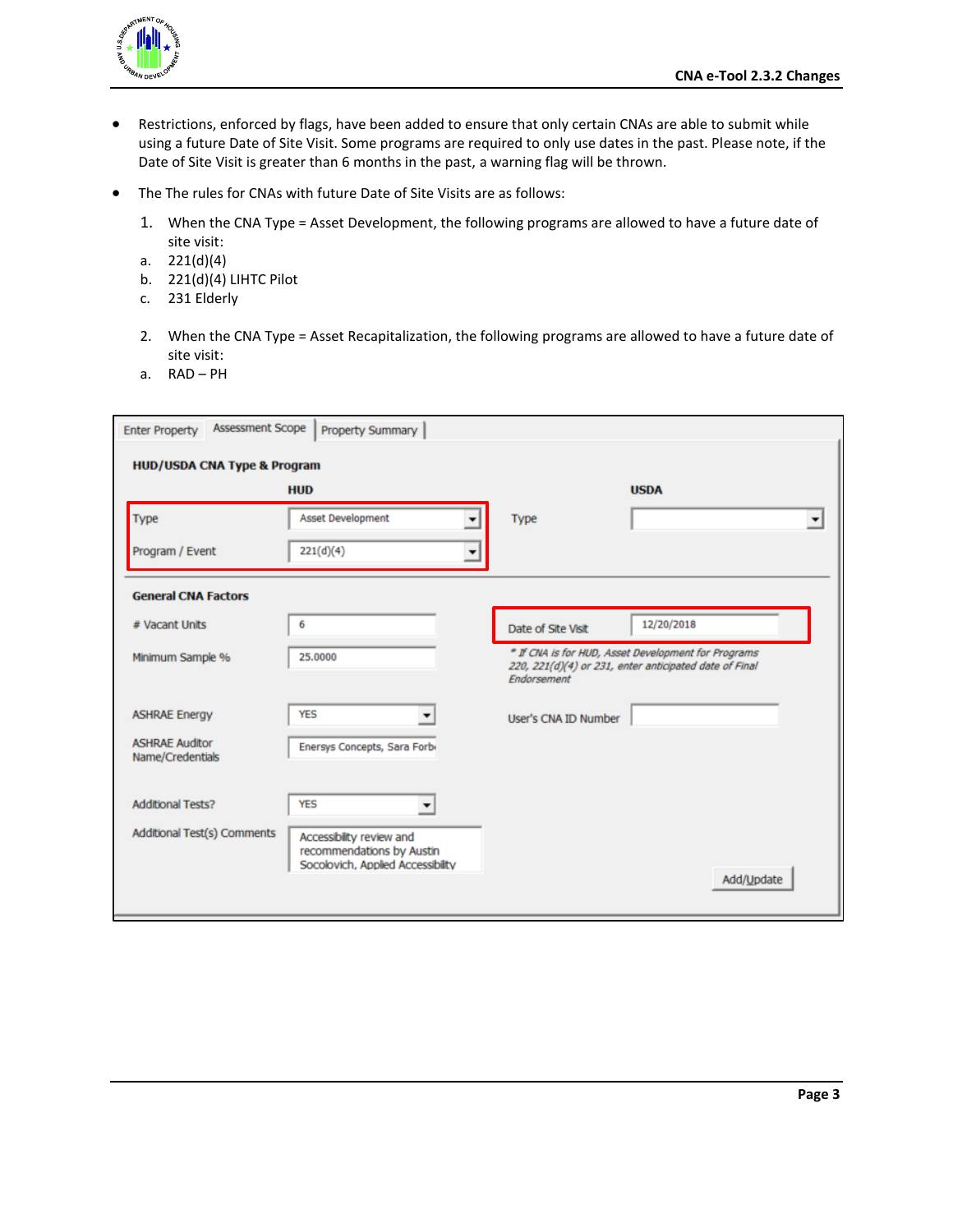- Restrictions, enforced by flags, have been added to ensure that only certain CNAs are able to submit while using a future Date of Site Visit. Some programs are required to only use dates in the past. Please note, if the Date of Site Visit is greater than 6 months in the past, a warning flag will be thrown.
- The The rules for CNAs with future Date of Site Visits are as follows:

  1. When the CNA Type = Asset Development, the following programs are allowed to have a future date of site visit:
     a. 221(d)(4)
     b. 221(d)(4) LIHTC Pilot
     c. 231 Elderly
  2. When the CNA Type = Asset Recapitalization, the following programs are allowed to have a future date of site visit:
     a. RAD – PH

Enter Property | Assessment Scope | Property Summary

**HUD/USDA CNA Type & Program**

| | HUD | | USDA |
|---|---|---|---|
| Type | Asset Development | Type | |
| Program / Event | 221(d)(4) | | |

**General CNA Factors**

| | | | |
|---|---|---|---|
| # Vacant Units | 6 | Date of Site Visit | 12/20/2018 |
| Minimum Sample % | 25.0000 | | *\* If CNA is for HUD, Asset Development for Programs 220, 221(d)(4) or 231, enter anticipated date of Final Endorsement* |
| ASHRAE Energy | YES | User's CNA ID Number | |
| ASHRAE Auditor Name/Credentials | Enersys Concepts, Sara Forb | | |
| Additional Tests? | YES | | |
| Additional Test(s) Comments | Accessibility review and recommendations by Austin Socolovich, Applied Accessibility | | |

Add/Update